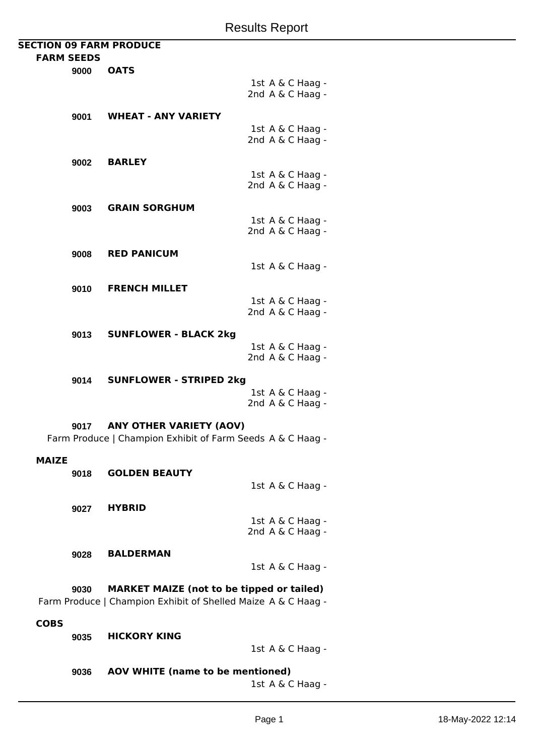# Results Report

## SECTION 09 FARM PRODUCE

### FARM SEEDS

**9000 OATS**

1st A & C Haag -
2nd A & C Haag -

**9001 WHEAT - ANY VARIETY**

1st A & C Haag -
2nd A & C Haag -

**9002 BARLEY**

1st A & C Haag -
2nd A & C Haag -

**9003 GRAIN SORGHUM**

1st A & C Haag -
2nd A & C Haag -

**9008 RED PANICUM**

1st A & C Haag -

**9010 FRENCH MILLET**

1st A & C Haag -
2nd A & C Haag -

**9013 SUNFLOWER - BLACK 2kg**

1st A & C Haag -
2nd A & C Haag -

**9014 SUNFLOWER - STRIPED 2kg**

1st A & C Haag -
2nd A & C Haag -

**9017 ANY OTHER VARIETY (AOV)**

Farm Produce | Champion Exhibit of Farm Seeds A & C Haag -

### MAIZE

**9018 GOLDEN BEAUTY**

1st A & C Haag -

**9027 HYBRID**

1st A & C Haag -
2nd A & C Haag -

**9028 BALDERMAN**

1st A & C Haag -

**9030 MARKET MAIZE (not to be tipped or tailed)**

Farm Produce | Champion Exhibit of Shelled Maize A & C Haag -

### COBS

**9035 HICKORY KING**

1st A & C Haag -

**9036 AOV WHITE (name to be mentioned)**

1st A & C Haag -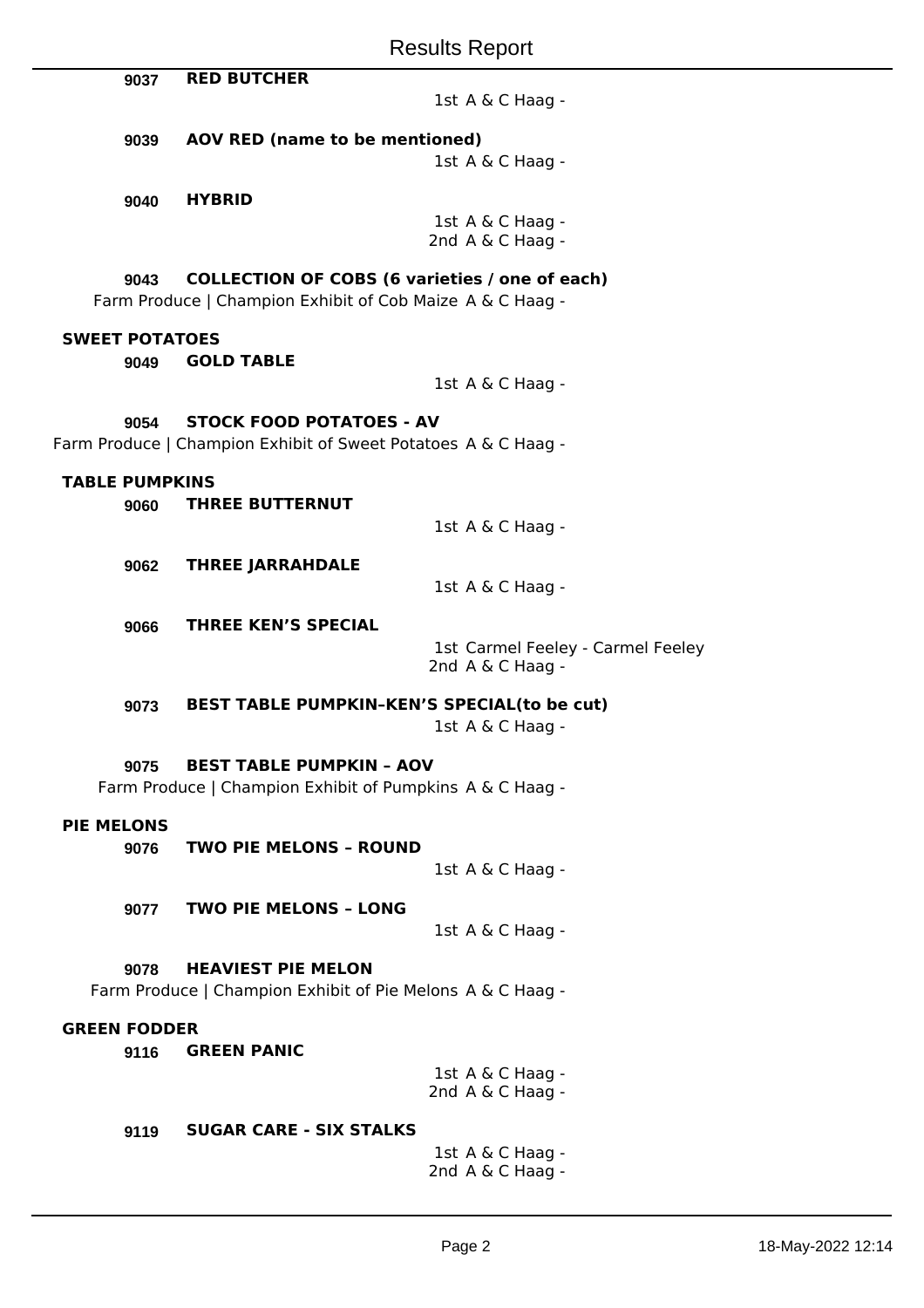**9037 RED BUTCHER**

1st A & C Haag -

**9039 AOV RED (name to be mentioned)**

1st A & C Haag -

**9040 HYBRID**

1st A & C Haag -
2nd A & C Haag -

**9043 COLLECTION OF COBS (6 varieties / one of each)**

Farm Produce | Champion Exhibit of Cob Maize A & C Haag -

## SWEET POTATOES

**9049 GOLD TABLE**

1st A & C Haag -

**9054 STOCK FOOD POTATOES - AV**

Farm Produce | Champion Exhibit of Sweet Potatoes A & C Haag -

## TABLE PUMPKINS

**9060 THREE BUTTERNUT**

1st A & C Haag -

**9062 THREE JARRAHDALE**

1st A & C Haag -

**9066 THREE KEN'S SPECIAL**

1st Carmel Feeley - Carmel Feeley
2nd A & C Haag -

**9073 BEST TABLE PUMPKIN–KEN'S SPECIAL(to be cut)**

1st A & C Haag -

**9075 BEST TABLE PUMPKIN – AOV**

Farm Produce | Champion Exhibit of Pumpkins A & C Haag -

## PIE MELONS

**9076 TWO PIE MELONS – ROUND**

1st A & C Haag -

**9077 TWO PIE MELONS – LONG**

1st A & C Haag -

**9078 HEAVIEST PIE MELON**

Farm Produce | Champion Exhibit of Pie Melons A & C Haag -

## GREEN FODDER

**9116 GREEN PANIC**

1st A & C Haag -
2nd A & C Haag -

**9119 SUGAR CARE - SIX STALKS**

1st A & C Haag -
2nd A & C Haag -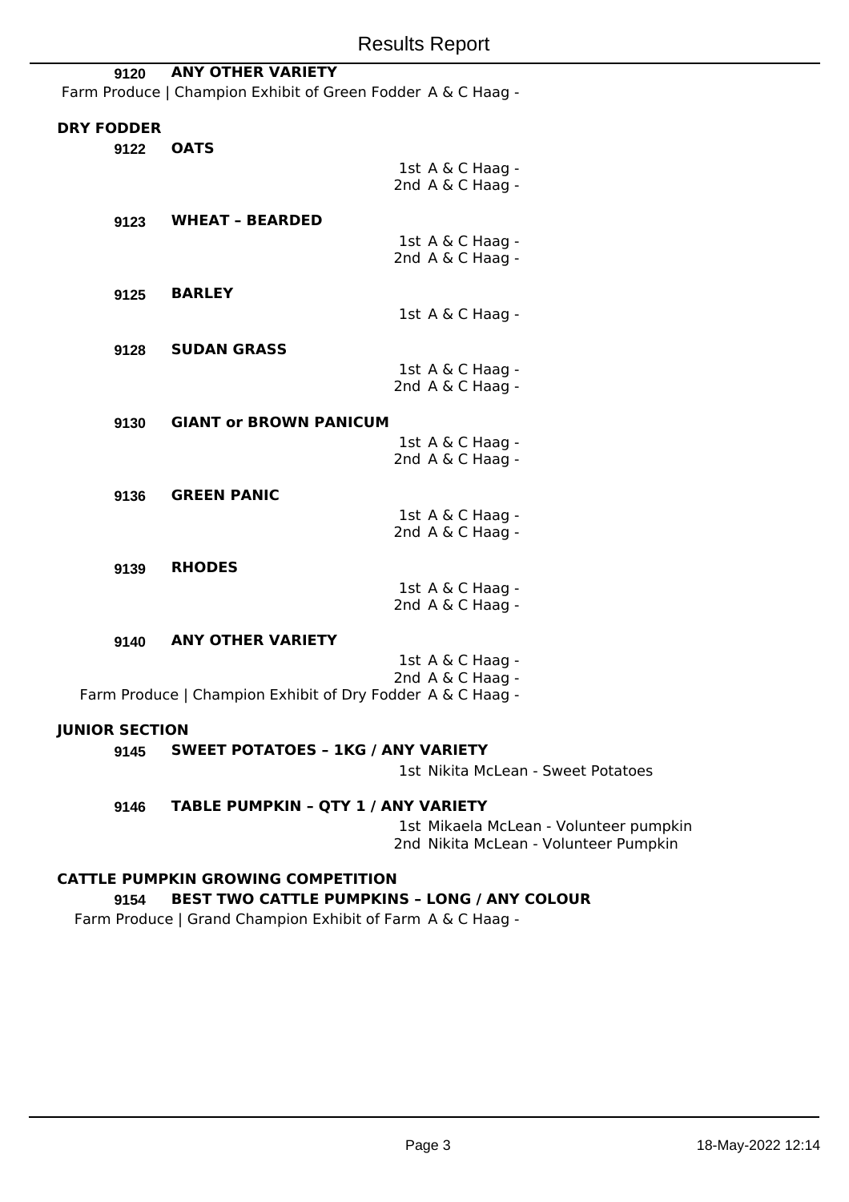### 9120 ANY OTHER VARIETY

Farm Produce | Champion Exhibit of Green Fodder A & C Haag -

## DRY FODDER

### 9122 OATS

1st A & C Haag -
2nd A & C Haag -

### 9123 WHEAT – BEARDED

1st A & C Haag -
2nd A & C Haag -

### 9125 BARLEY

1st A & C Haag -

### 9128 SUDAN GRASS

1st A & C Haag -
2nd A & C Haag -

### 9130 GIANT or BROWN PANICUM

1st A & C Haag -
2nd A & C Haag -

### 9136 GREEN PANIC

1st A & C Haag -
2nd A & C Haag -

### 9139 RHODES

1st A & C Haag -
2nd A & C Haag -

### 9140 ANY OTHER VARIETY

1st A & C Haag -
2nd A & C Haag -

Farm Produce | Champion Exhibit of Dry Fodder A & C Haag -

## JUNIOR SECTION

### 9145 SWEET POTATOES – 1KG / ANY VARIETY

1st Nikita McLean - Sweet Potatoes

### 9146 TABLE PUMPKIN – QTY 1 / ANY VARIETY

1st Mikaela McLean - Volunteer pumpkin
2nd Nikita McLean - Volunteer Pumpkin

## CATTLE PUMPKIN GROWING COMPETITION

### 9154 BEST TWO CATTLE PUMPKINS – LONG / ANY COLOUR

Farm Produce | Grand Champion Exhibit of Farm A & C Haag -